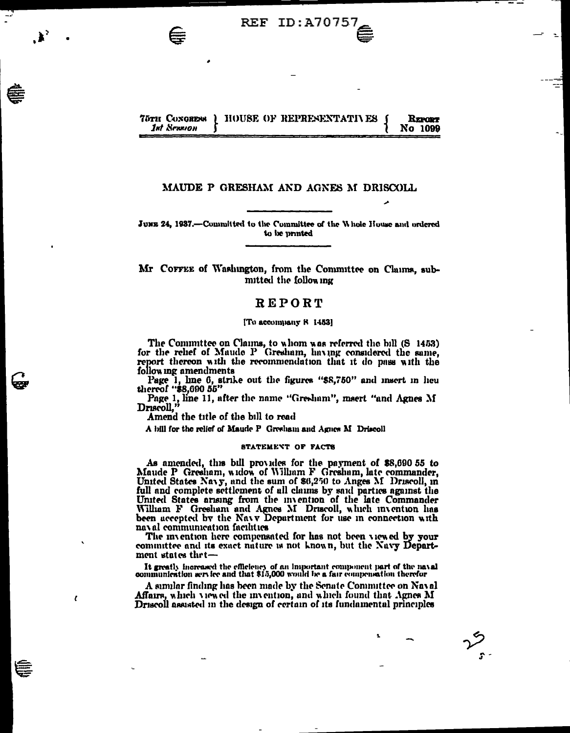REF ID:A70757

75TH CONGRESS 1st Session | HOUSE OF REPRESENTATIVES | REPORT No 1099

## MAUDE P GRESHAM AND AGNES M DRISCOLL

JUNE 24, 1937.—Committed to the Committee of the Whole House and ordered to be printed

Mr COFFEE of Washington, from the Committee on Claims, submitted the following

# REPORT

[To accompany S 1453]

The Committee on Claims, to whom was referred the bill (S 1453) for the relief of Maude P Gresham, having considered the same, report thereon with the recommendation that it do pass with the following amendments

Page 1, line 6, strike out the figures "$8,750" and insert in lieu thereof "$8,690 55"

Page 1, line 11, after the name "Gresham", insert "and Agnes M Driscoll,"

Amend the title of the bill to read

A bill for the relief of Maude P Gresham and Agnes M Driscoll

### STATEMENT OF FACTS

As amended, this bill provides for the payment of $8,690 55 to Maude P Gresham, widow of William F Gresham, late commander, United States Navy, and the sum of $6,250 to Anges M Driscoll, in full and complete settlement of all claims by said parties against the United States arising from the invention of the late Commander William F Gresham and Agnes M Driscoll, which invention has been accepted by the Navy Department for use in connection with naval communication facilities

The invention here compensated for has not been viewed by your committee and its exact nature is not known, but the Navy Department states that—

It greatly increased the efficiency of an important component part of the naval communication service and that $15,000 would be a fair compensation therefor

A similar finding has been made by the Senate Committee on Naval Affairs, which viewed the invention, and which found that Agnes M Driscoll assisted in the design of certain of its fundamental principles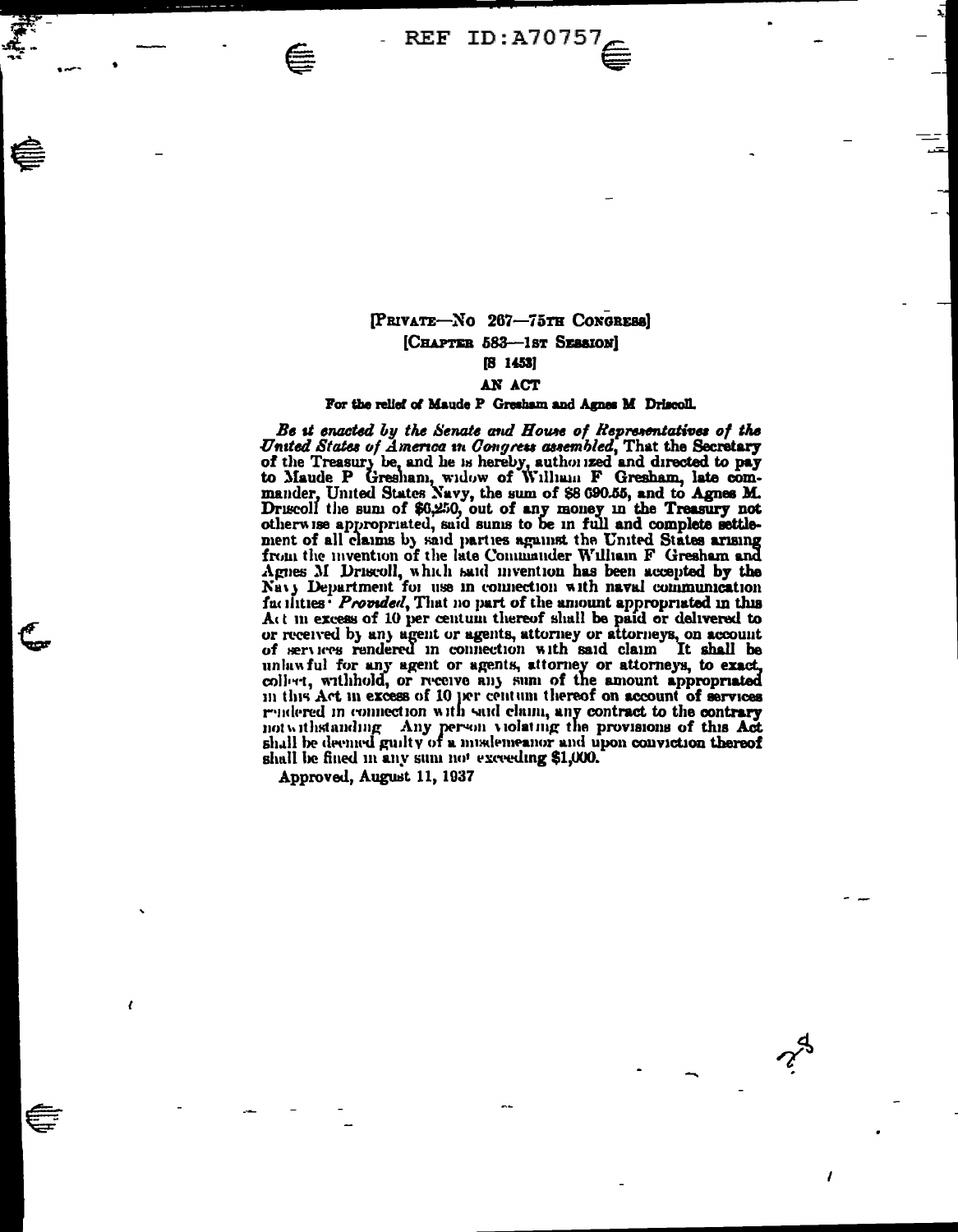[PRIVATE—NO 267—75TH CONGRESS]
[CHAPTER 583—1ST SESSION]
[S 1453]

AN ACT

For the relief of Maude P Gresham and Agnes M Driscoll.

*Be it enacted by the Senate and House of Representatives of the United States of America in Congress assembled*, That the Secretary of the Treasury be, and he is hereby, authorized and directed to pay to Maude P Gresham, widow of William F Gresham, late commander, United States Navy, the sum of $8 690.55, and to Agnes M. Driscoll the sum of $6,250, out of any money in the Treasury not otherwise appropriated, said sums to be in full and complete settlement of all claims by said parties against the United States arising from the invention of the late Commander William F Gresham and Agnes M Driscoll, which said invention has been accepted by the Navy Department for use in connection with naval communication facilities: *Provided*, That no part of the amount appropriated in this Act in excess of 10 per centum thereof shall be paid or delivered to or received by any agent or agents, attorney or attorneys, on account of services rendered in connection with said claim It shall be unlawful for any agent or agents, attorney or attorneys, to exact, collect, withhold, or receive any sum of the amount appropriated in this Act in excess of 10 per centum thereof on account of services rendered in connection with said claim, any contract to the contrary notwithstanding Any person violating the provisions of this Act shall be deemed guilty of a misdemeanor and upon conviction thereof shall be fined in any sum not exceeding $1,000.

Approved, August 11, 1937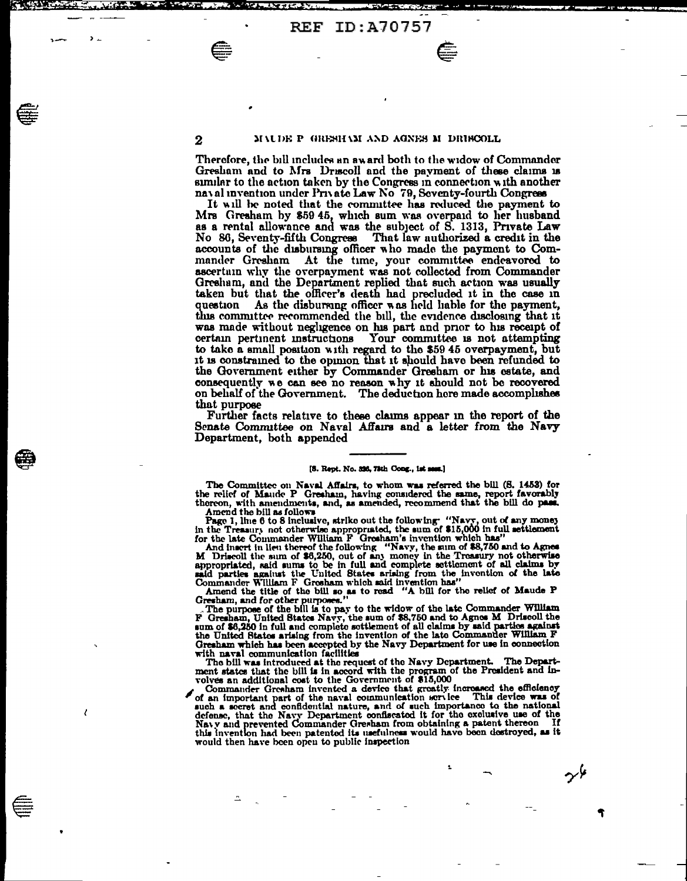Therefore, the bill includes an award both to the widow of Commander Gresham and to Mrs Driscoll and the payment of these claims is similar to the action taken by the Congress in connection with another naval invention under Private Law No 79, Seventy-fourth Congress

It will be noted that the committee has reduced the payment to Mrs Gresham by $59 45, which sum was overpaid to her husband as a rental allowance and was the subject of S. 1313, Private Law No 86, Seventy-fifth Congress That law authorized a credit in the accounts of the disbursing officer who made the payment to Commander Gresham At the time, your committee endeavored to ascertain why the overpayment was not collected from Commander Gresham, and the Department replied that such action was usually taken but that the officer's death had precluded it in the case in question As the disbursing officer was held liable for the payment, this committee recommended the bill, the evidence disclosing that it was made without negligence on his part and prior to his receipt of certain pertinent instructions Your committee is not attempting to take a small position with regard to the $59 45 overpayment, but it is constrained to the opinion that it should have been refunded to the Government either by Commander Gresham or his estate, and consequently we can see no reason why it should not be recovered on behalf of the Government. The deduction here made accomplishes that purpose

Further facts relative to these claims appear in the report of the Senate Committee on Naval Affairs and a letter from the Navy Department, both appended

---

[S. Rept. No. 336, 75th Cong., 1st sess.]

The Committee on Naval Affairs, to whom was referred the bill (S. 1453) for the relief of Maude P Gresham, having considered the same, report favorably thereon, with amendments, and, as amended, recommend that the bill do pass.

Amend the bill as follows

Page 1, line 6 to 8 inclusive, strike out the following "Navy, out of any money in the Treasury not otherwise appropriated, the sum of $15,000 in full settlement for the late Commander William F Gresham's invention which has"

And insert in lieu thereof the following "Navy, the sum of $8,750 and to Agnes M Driscoll the sum of $6,250, out of any money in the Treasury not otherwise appropriated, said sums to be in full and complete settlement of all claims by said parties against the United States arising from the invention of the late Commander William F Gresham which said invention has"

Amend the title of the bill so as to read "A bill for the relief of Maude P Gresham, and for other purposes."

The purpose of the bill is to pay to the widow of the late Commander William F Gresham, United States Navy, the sum of $8,750 and to Agnes M Driscoll the sum of $6,250 in full and complete settlement of all claims by said parties against the United States arising from the invention of the late Commander William F Gresham which has been accepted by the Navy Department for use in connection with naval communication facilities

The bill was introduced at the request of the Navy Department. The Department states that the bill is in accord with the program of the President and involves an additional cost to the Government of $15,000

Commander Gresham invented a device that greatly increased the efficiency of an important part of the naval communication service This device was of such a secret and confidential nature, and of such importance to the national defense, that the Navy Department confiscated it for the exclusive use of the Navy and prevented Commander Gresham from obtaining a patent thereon If this invention had been patented its usefulness would have been destroyed, as it would then have been open to public inspection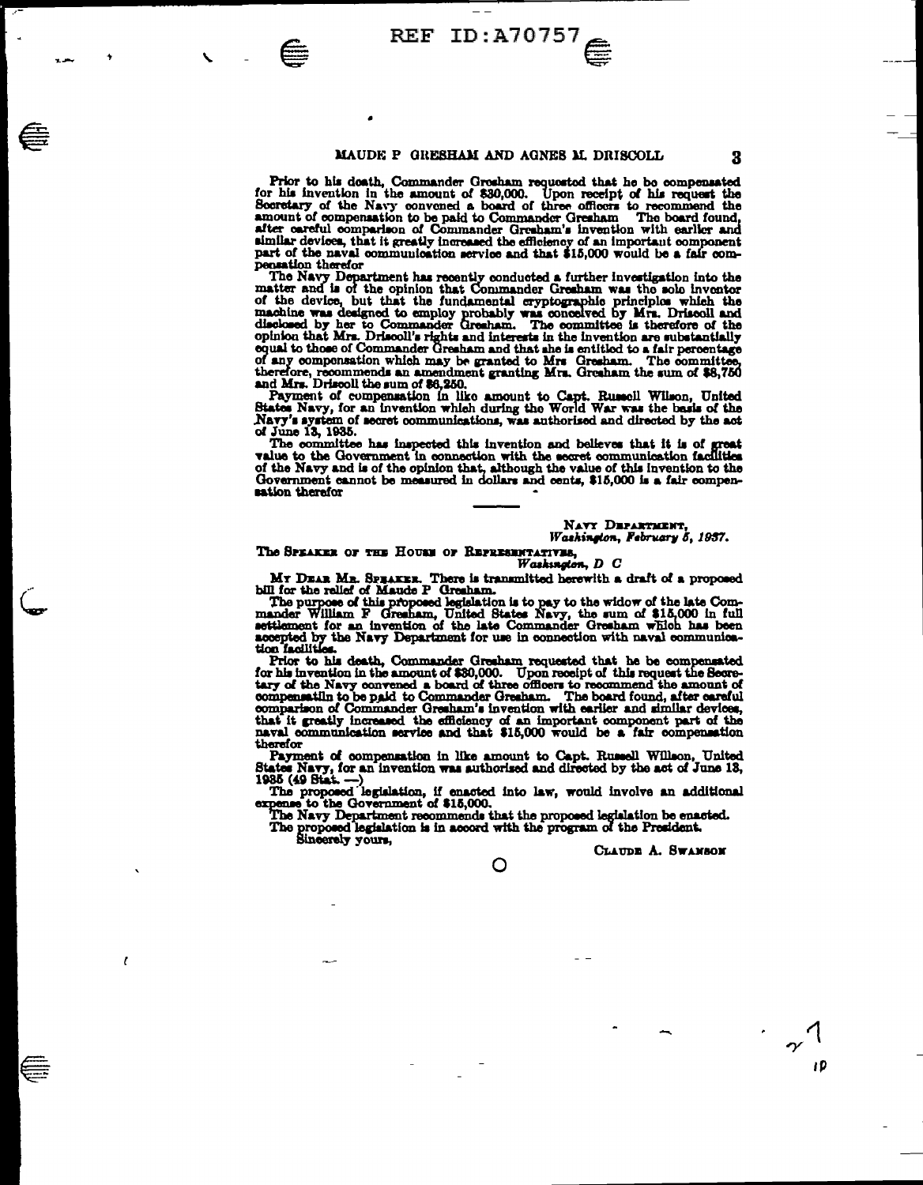Prior to his death, Commander Gresham requested that he be compensated for his invention in the amount of $30,000. Upon receipt of his request the Secretary of the Navy convened a board of three officers to recommend the amount of compensation to be paid to Commander Gresham The board found, after careful comparison of Commander Gresham's invention with earlier and similar devices, that it greatly increased the efficiency of an important component part of the naval communication service and that $15,000 would be a fair compensation therefor

The Navy Department has recently conducted a further investigation into the matter and is of the opinion that Commander Gresham was the sole inventor of the device, but that the fundamental cryptographic principles which the machine was designed to employ probably was conceived by Mrs. Driscoll and disclosed by her to Commander Gresham. The committee is therefore of the opinion that Mrs. Driscoll's rights and interests in the invention are substantially equal to those of Commander Gresham and that she is entitled to a fair percentage of any compensation which may be granted to Mrs Gresham. The committee, therefore, recommends an amendment granting Mrs. Gresham the sum of $8,750 and Mrs. Driscoll the sum of $6,250.

Payment of compensation in like amount to Capt. Russell Wilson, United States Navy, for an invention which during the World War was the basis of the Navy's system of secret communications, was authorized and directed by the act of June 13, 1935.

The committee has inspected this invention and believes that it is of great value to the Government in connection with the secret communication facilities of the Navy and is of the opinion that, although the value of this invention to the Government cannot be measured in dollars and cents, $15,000 is a fair compensation therefor

---

NAVY DEPARTMENT,
*Washington, February 5, 1937.*

The SPEAKER OF THE HOUSE OF REPRESENTATIVES,
*Washington, D C*

MY DEAR MR. SPEAKER. There is transmitted herewith a draft of a proposed bill for the relief of Maude P Gresham.

The purpose of this proposed legislation is to pay to the widow of the late Commander William F Gresham, United States Navy, the sum of $15,000 in full settlement for an invention of the late Commander Gresham which has been accepted by the Navy Department for use in connection with naval communication facilities.

Prior to his death, Commander Gresham requested that he be compensated for his invention in the amount of $30,000. Upon receipt of this request the Secretary of the Navy convened a board of three officers to recommend the amount of compensatiln to be paid to Commander Gresham. The board found, after careful comparison of Commander Gresham's invention with earlier and similar devices, that it greatly increased the efficiency of an important component part of the naval communication service and that $15,000 would be a fair compensation therefor

Payment of compensation in like amount to Capt. Russell Willson, United States Navy, for an invention was authorized and directed by the act of June 13, 1935 (49 Stat. —)

The proposed legislation, if enacted into law, would involve an additional expense to the Government of $15,000.

The Navy Department recommends that the proposed legislation be enacted.

The proposed legislation is in accord with the program of the President.

Sincerely yours,

CLAUDE A. SWANSON